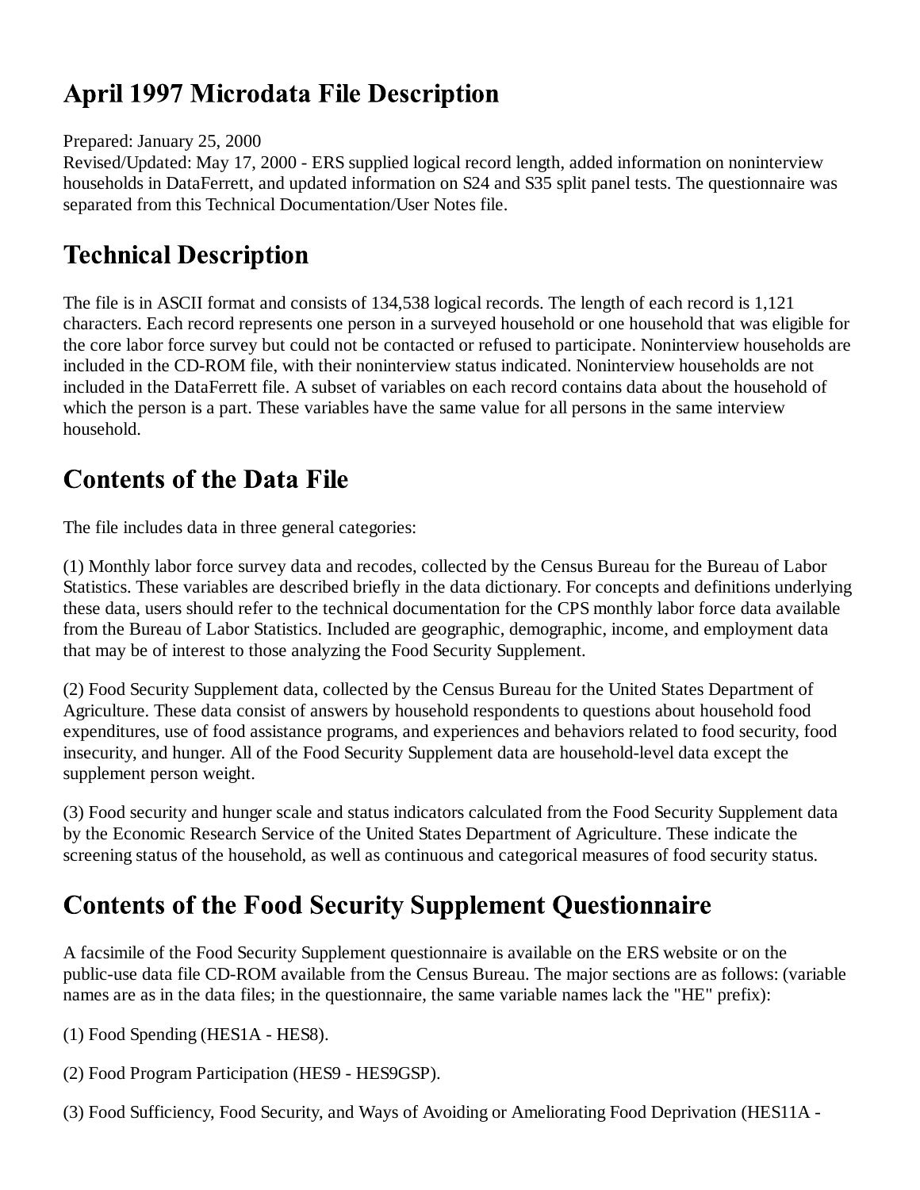# April 1997 Microdata File Description

Prepared: January 25, 2000
Revised/Updated: May 17, 2000 - ERS supplied logical record length, added information on noninterview households in DataFerrett, and updated information on S24 and S35 split panel tests. The questionnaire was separated from this Technical Documentation/User Notes file.

## Technical Description

The file is in ASCII format and consists of 134,538 logical records. The length of each record is 1,121 characters. Each record represents one person in a surveyed household or one household that was eligible for the core labor force survey but could not be contacted or refused to participate. Noninterview households are included in the CD-ROM file, with their noninterview status indicated. Noninterview households are not included in the DataFerrett file. A subset of variables on each record contains data about the household of which the person is a part. These variables have the same value for all persons in the same interview household.

## Contents of the Data File

The file includes data in three general categories:

(1) Monthly labor force survey data and recodes, collected by the Census Bureau for the Bureau of Labor Statistics. These variables are described briefly in the data dictionary. For concepts and definitions underlying these data, users should refer to the technical documentation for the CPS monthly labor force data available from the Bureau of Labor Statistics. Included are geographic, demographic, income, and employment data that may be of interest to those analyzing the Food Security Supplement.

(2) Food Security Supplement data, collected by the Census Bureau for the United States Department of Agriculture. These data consist of answers by household respondents to questions about household food expenditures, use of food assistance programs, and experiences and behaviors related to food security, food insecurity, and hunger. All of the Food Security Supplement data are household-level data except the supplement person weight.

(3) Food security and hunger scale and status indicators calculated from the Food Security Supplement data by the Economic Research Service of the United States Department of Agriculture. These indicate the screening status of the household, as well as continuous and categorical measures of food security status.

## Contents of the Food Security Supplement Questionnaire

A facsimile of the Food Security Supplement questionnaire is available on the ERS website or on the public-use data file CD-ROM available from the Census Bureau. The major sections are as follows: (variable names are as in the data files; in the questionnaire, the same variable names lack the "HE" prefix):

(1) Food Spending (HES1A - HES8).

(2) Food Program Participation (HES9 - HES9GSP).

(3) Food Sufficiency, Food Security, and Ways of Avoiding or Ameliorating Food Deprivation (HES11A -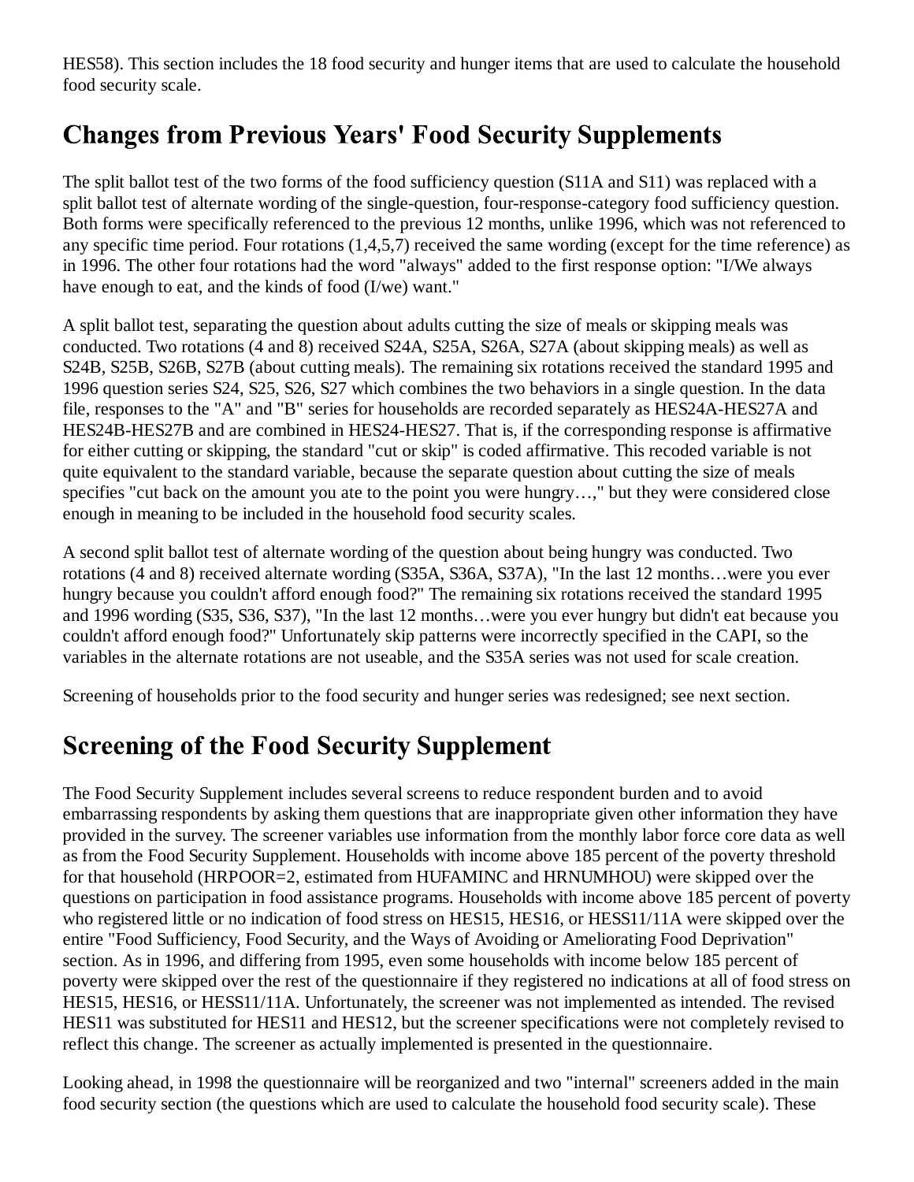HES58). This section includes the 18 food security and hunger items that are used to calculate the household food security scale.

## Changes from Previous Years' Food Security Supplements

The split ballot test of the two forms of the food sufficiency question (S11A and S11) was replaced with a split ballot test of alternate wording of the single-question, four-response-category food sufficiency question. Both forms were specifically referenced to the previous 12 months, unlike 1996, which was not referenced to any specific time period. Four rotations (1,4,5,7) received the same wording (except for the time reference) as in 1996. The other four rotations had the word "always" added to the first response option: "I/We always have enough to eat, and the kinds of food (I/we) want."

A split ballot test, separating the question about adults cutting the size of meals or skipping meals was conducted. Two rotations (4 and 8) received S24A, S25A, S26A, S27A (about skipping meals) as well as S24B, S25B, S26B, S27B (about cutting meals). The remaining six rotations received the standard 1995 and 1996 question series S24, S25, S26, S27 which combines the two behaviors in a single question. In the data file, responses to the "A" and "B" series for households are recorded separately as HES24A-HES27A and HES24B-HES27B and are combined in HES24-HES27. That is, if the corresponding response is affirmative for either cutting or skipping, the standard "cut or skip" is coded affirmative. This recoded variable is not quite equivalent to the standard variable, because the separate question about cutting the size of meals specifies "cut back on the amount you ate to the point you were hungry…," but they were considered close enough in meaning to be included in the household food security scales.

A second split ballot test of alternate wording of the question about being hungry was conducted. Two rotations (4 and 8) received alternate wording (S35A, S36A, S37A), "In the last 12 months…were you ever hungry because you couldn't afford enough food?" The remaining six rotations received the standard 1995 and 1996 wording (S35, S36, S37), "In the last 12 months…were you ever hungry but didn't eat because you couldn't afford enough food?" Unfortunately skip patterns were incorrectly specified in the CAPI, so the variables in the alternate rotations are not useable, and the S35A series was not used for scale creation.

Screening of households prior to the food security and hunger series was redesigned; see next section.

## Screening of the Food Security Supplement

The Food Security Supplement includes several screens to reduce respondent burden and to avoid embarrassing respondents by asking them questions that are inappropriate given other information they have provided in the survey. The screener variables use information from the monthly labor force core data as well as from the Food Security Supplement. Households with income above 185 percent of the poverty threshold for that household (HRPOOR=2, estimated from HUFAMINC and HRNUMHOU) were skipped over the questions on participation in food assistance programs. Households with income above 185 percent of poverty who registered little or no indication of food stress on HES15, HES16, or HESS11/11A were skipped over the entire "Food Sufficiency, Food Security, and the Ways of Avoiding or Ameliorating Food Deprivation" section. As in 1996, and differing from 1995, even some households with income below 185 percent of poverty were skipped over the rest of the questionnaire if they registered no indications at all of food stress on HES15, HES16, or HESS11/11A. Unfortunately, the screener was not implemented as intended. The revised HES11 was substituted for HES11 and HES12, but the screener specifications were not completely revised to reflect this change. The screener as actually implemented is presented in the questionnaire.

Looking ahead, in 1998 the questionnaire will be reorganized and two "internal" screeners added in the main food security section (the questions which are used to calculate the household food security scale). These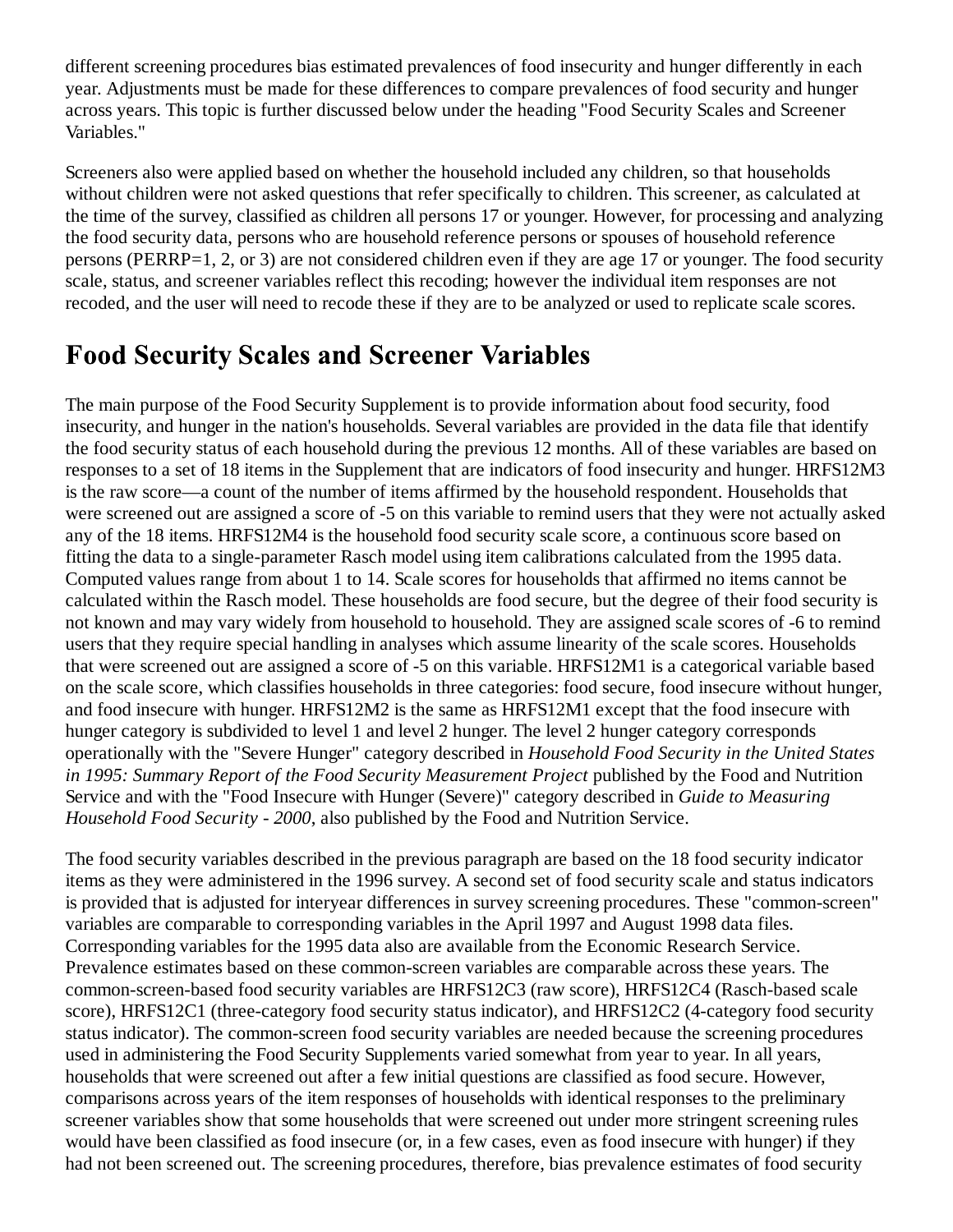different screening procedures bias estimated prevalences of food insecurity and hunger differently in each year. Adjustments must be made for these differences to compare prevalences of food security and hunger across years. This topic is further discussed below under the heading "Food Security Scales and Screener Variables."

Screeners also were applied based on whether the household included any children, so that households without children were not asked questions that refer specifically to children. This screener, as calculated at the time of the survey, classified as children all persons 17 or younger. However, for processing and analyzing the food security data, persons who are household reference persons or spouses of household reference persons (PERRP=1, 2, or 3) are not considered children even if they are age 17 or younger. The food security scale, status, and screener variables reflect this recoding; however the individual item responses are not recoded, and the user will need to recode these if they are to be analyzed or used to replicate scale scores.

## Food Security Scales and Screener Variables

The main purpose of the Food Security Supplement is to provide information about food security, food insecurity, and hunger in the nation's households. Several variables are provided in the data file that identify the food security status of each household during the previous 12 months. All of these variables are based on responses to a set of 18 items in the Supplement that are indicators of food insecurity and hunger. HRFS12M3 is the raw score—a count of the number of items affirmed by the household respondent. Households that were screened out are assigned a score of -5 on this variable to remind users that they were not actually asked any of the 18 items. HRFS12M4 is the household food security scale score, a continuous score based on fitting the data to a single-parameter Rasch model using item calibrations calculated from the 1995 data. Computed values range from about 1 to 14. Scale scores for households that affirmed no items cannot be calculated within the Rasch model. These households are food secure, but the degree of their food security is not known and may vary widely from household to household. They are assigned scale scores of -6 to remind users that they require special handling in analyses which assume linearity of the scale scores. Households that were screened out are assigned a score of -5 on this variable. HRFS12M1 is a categorical variable based on the scale score, which classifies households in three categories: food secure, food insecure without hunger, and food insecure with hunger. HRFS12M2 is the same as HRFS12M1 except that the food insecure with hunger category is subdivided to level 1 and level 2 hunger. The level 2 hunger category corresponds operationally with the "Severe Hunger" category described in *Household Food Security in the United States in 1995: Summary Report of the Food Security Measurement Project* published by the Food and Nutrition Service and with the "Food Insecure with Hunger (Severe)" category described in *Guide to Measuring Household Food Security - 2000*, also published by the Food and Nutrition Service.

The food security variables described in the previous paragraph are based on the 18 food security indicator items as they were administered in the 1996 survey. A second set of food security scale and status indicators is provided that is adjusted for interyear differences in survey screening procedures. These "common-screen" variables are comparable to corresponding variables in the April 1997 and August 1998 data files. Corresponding variables for the 1995 data also are available from the Economic Research Service. Prevalence estimates based on these common-screen variables are comparable across these years. The common-screen-based food security variables are HRFS12C3 (raw score), HRFS12C4 (Rasch-based scale score), HRFS12C1 (three-category food security status indicator), and HRFS12C2 (4-category food security status indicator). The common-screen food security variables are needed because the screening procedures used in administering the Food Security Supplements varied somewhat from year to year. In all years, households that were screened out after a few initial questions are classified as food secure. However, comparisons across years of the item responses of households with identical responses to the preliminary screener variables show that some households that were screened out under more stringent screening rules would have been classified as food insecure (or, in a few cases, even as food insecure with hunger) if they had not been screened out. The screening procedures, therefore, bias prevalence estimates of food security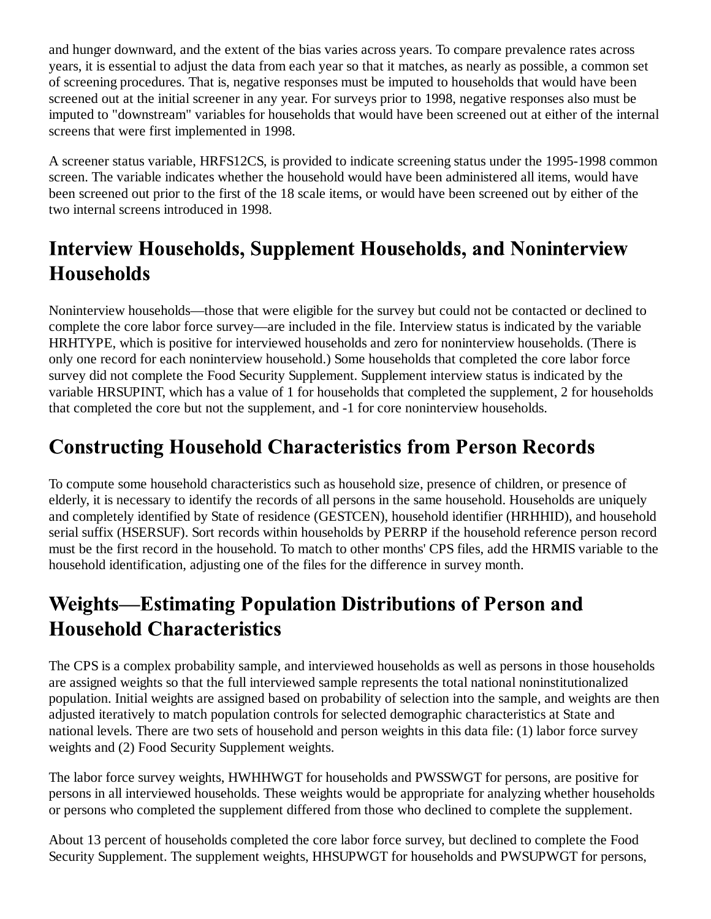and hunger downward, and the extent of the bias varies across years. To compare prevalence rates across years, it is essential to adjust the data from each year so that it matches, as nearly as possible, a common set of screening procedures. That is, negative responses must be imputed to households that would have been screened out at the initial screener in any year. For surveys prior to 1998, negative responses also must be imputed to "downstream" variables for households that would have been screened out at either of the internal screens that were first implemented in 1998.

A screener status variable, HRFS12CS, is provided to indicate screening status under the 1995-1998 common screen. The variable indicates whether the household would have been administered all items, would have been screened out prior to the first of the 18 scale items, or would have been screened out by either of the two internal screens introduced in 1998.

## Interview Households, Supplement Households, and Noninterview Households

Noninterview households—those that were eligible for the survey but could not be contacted or declined to complete the core labor force survey—are included in the file. Interview status is indicated by the variable HRHTYPE, which is positive for interviewed households and zero for noninterview households. (There is only one record for each noninterview household.) Some households that completed the core labor force survey did not complete the Food Security Supplement. Supplement interview status is indicated by the variable HRSUPINT, which has a value of 1 for households that completed the supplement, 2 for households that completed the core but not the supplement, and -1 for core noninterview households.

## Constructing Household Characteristics from Person Records

To compute some household characteristics such as household size, presence of children, or presence of elderly, it is necessary to identify the records of all persons in the same household. Households are uniquely and completely identified by State of residence (GESTCEN), household identifier (HRHHID), and household serial suffix (HSERSUF). Sort records within households by PERRP if the household reference person record must be the first record in the household. To match to other months' CPS files, add the HRMIS variable to the household identification, adjusting one of the files for the difference in survey month.

## Weights—Estimating Population Distributions of Person and Household Characteristics

The CPS is a complex probability sample, and interviewed households as well as persons in those households are assigned weights so that the full interviewed sample represents the total national noninstitutionalized population. Initial weights are assigned based on probability of selection into the sample, and weights are then adjusted iteratively to match population controls for selected demographic characteristics at State and national levels. There are two sets of household and person weights in this data file: (1) labor force survey weights and (2) Food Security Supplement weights.

The labor force survey weights, HWHHWGT for households and PWSSWGT for persons, are positive for persons in all interviewed households. These weights would be appropriate for analyzing whether households or persons who completed the supplement differed from those who declined to complete the supplement.

About 13 percent of households completed the core labor force survey, but declined to complete the Food Security Supplement. The supplement weights, HHSUPWGT for households and PWSUPWGT for persons,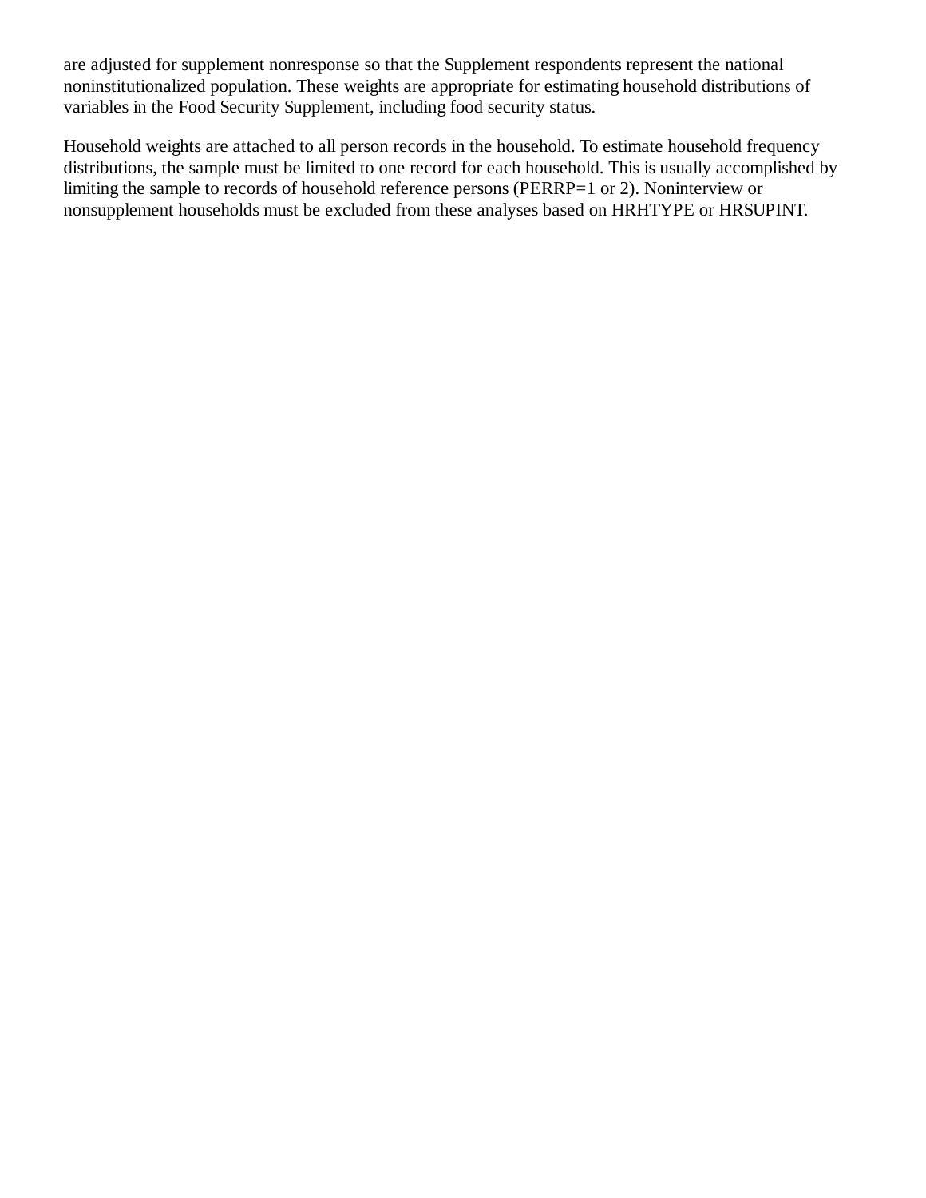are adjusted for supplement nonresponse so that the Supplement respondents represent the national noninstitutionalized population. These weights are appropriate for estimating household distributions of variables in the Food Security Supplement, including food security status.

Household weights are attached to all person records in the household. To estimate household frequency distributions, the sample must be limited to one record for each household. This is usually accomplished by limiting the sample to records of household reference persons (PERRP=1 or 2). Noninterview or nonsupplement households must be excluded from these analyses based on HRHTYPE or HRSUPINT.